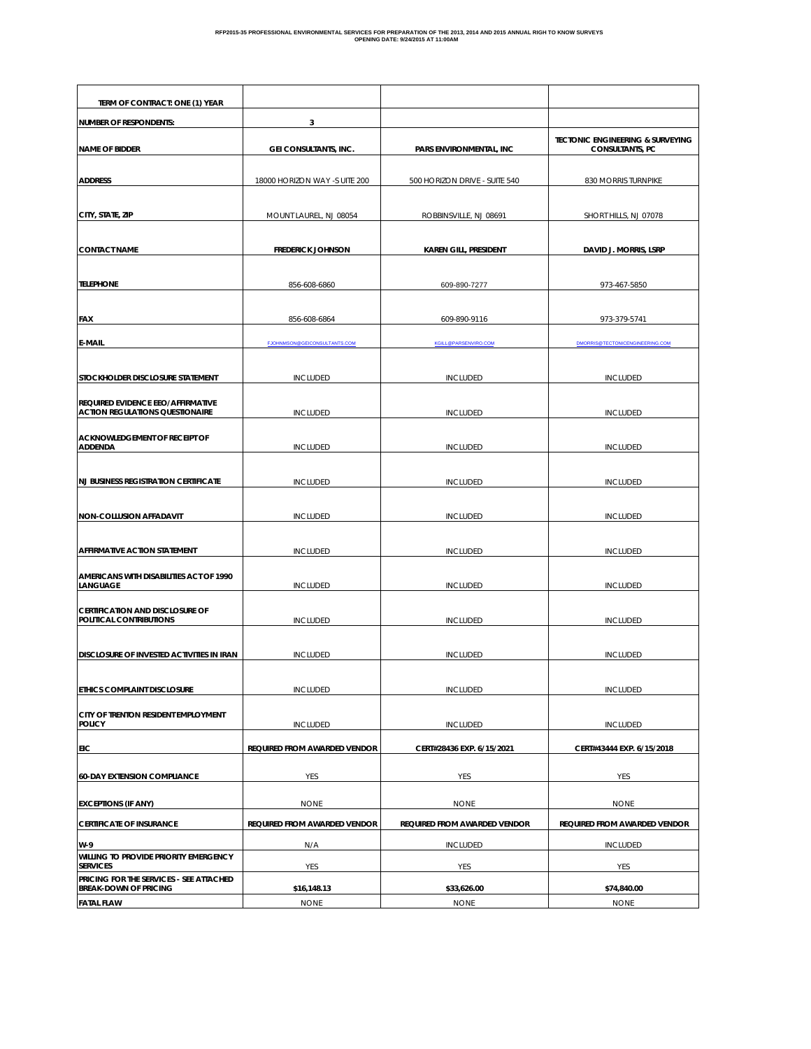**RFP2015-35 PROFESSIONAL ENVIRONMENTAL SERVICES FOR PREPARATION OF THE 2013, 2014 AND 2015 ANNUAL RIGH TO KNOW SURVEYS**
**OPENING DATE: 9/24/2015 AT 11:00AM**

| TERM OF CONTRACT: ONE (1) YEAR | | | |
|---|---|---|---|
| NUMBER OF RESPONDENTS: | 3 | | |
| NAME OF BIDDER | GEI CONSULTANTS, INC. | PARS ENVIRONMENTAL, INC | TECTONIC ENGINEERING & SURVEYING CONSULTANTS, PC |
| ADDRESS | 18000 HORIZON WAY -SUITE 200 | 500 HORIZON DRIVE - SUITE 540 | 830 MORRIS TURNPIKE |
| CITY, STATE, ZIP | MOUNT LAUREL, NJ 08054 | ROBBINSVILLE, NJ 08691 | SHORT HILLS, NJ 07078 |
| CONTACT NAME | FREDERICK JOHNSON | KAREN GILL, PRESIDENT | DAVID J. MORRIS, LSRP |
| TELEPHONE | 856-608-6860 | 609-890-7277 | 973-467-5850 |
| FAX | 856-608-6864 | 609-890-9116 | 973-379-5741 |
| E-MAIL | FJOHNMSON@GEICONSULTANTS.COM | KGILL@PARSENVIRO.COM | DMORRIS@TECTONICENGINEERING.COM |
| STOCKHOLDER DISCLOSURE STATEMENT | INCLUDED | INCLUDED | INCLUDED |
| REQUIRED EVIDENCE EEO/AFFIRMATIVE ACTION REGULATIONS QUESTIONAIRE | INCLUDED | INCLUDED | INCLUDED |
| ACKNOWLEDGEMENT OF RECEIPT OF ADDENDA | INCLUDED | INCLUDED | INCLUDED |
| NJ BUSINESS REGISTRATION CERTIFICATE | INCLUDED | INCLUDED | INCLUDED |
| NON-COLLUSION AFFADAVIT | INCLUDED | INCLUDED | INCLUDED |
| AFFIRMATIVE ACTION STATEMENT | INCLUDED | INCLUDED | INCLUDED |
| AMERICANS WITH DISABILITIES ACT OF 1990 LANGUAGE | INCLUDED | INCLUDED | INCLUDED |
| CERTIFICATION AND DISCLOSURE OF POLITICAL CONTRIBUTIONS | INCLUDED | INCLUDED | INCLUDED |
| DISCLOSURE OF INVESTED ACTIVITIES IN IRAN | INCLUDED | INCLUDED | INCLUDED |
| ETHICS COMPLAINT DISCLOSURE | INCLUDED | INCLUDED | INCLUDED |
| CITY OF TRENTON RESIDENT EMPLOYMENT POLICY | INCLUDED | INCLUDED | INCLUDED |
| EIC | REQUIRED FROM AWARDED VENDOR | CERT#28436 EXP. 6/15/2021 | CERT#43444 EXP. 6/15/2018 |
| 60-DAY EXTENSION COMPLIANCE | YES | YES | YES |
| EXCEPTIONS (IF ANY) | NONE | NONE | NONE |
| CERTIFICATE OF INSURANCE | REQUIRED FROM AWARDED VENDOR | REQUIRED FROM AWARDED VENDOR | REQUIRED FROM AWARDED VENDOR |
| W-9 | N/A | INCLUDED | INCLUDED |
| WILLING TO PROVIDE PRIORITY EMERGENCY SERVICES | YES | YES | YES |
| PRICING FOR THE SERVICES - SEE ATTACHED BREAK-DOWN OF PRICING | $16,148.13 | $33,626.00 | $74,840.00 |
| FATAL FLAW | NONE | NONE | NONE |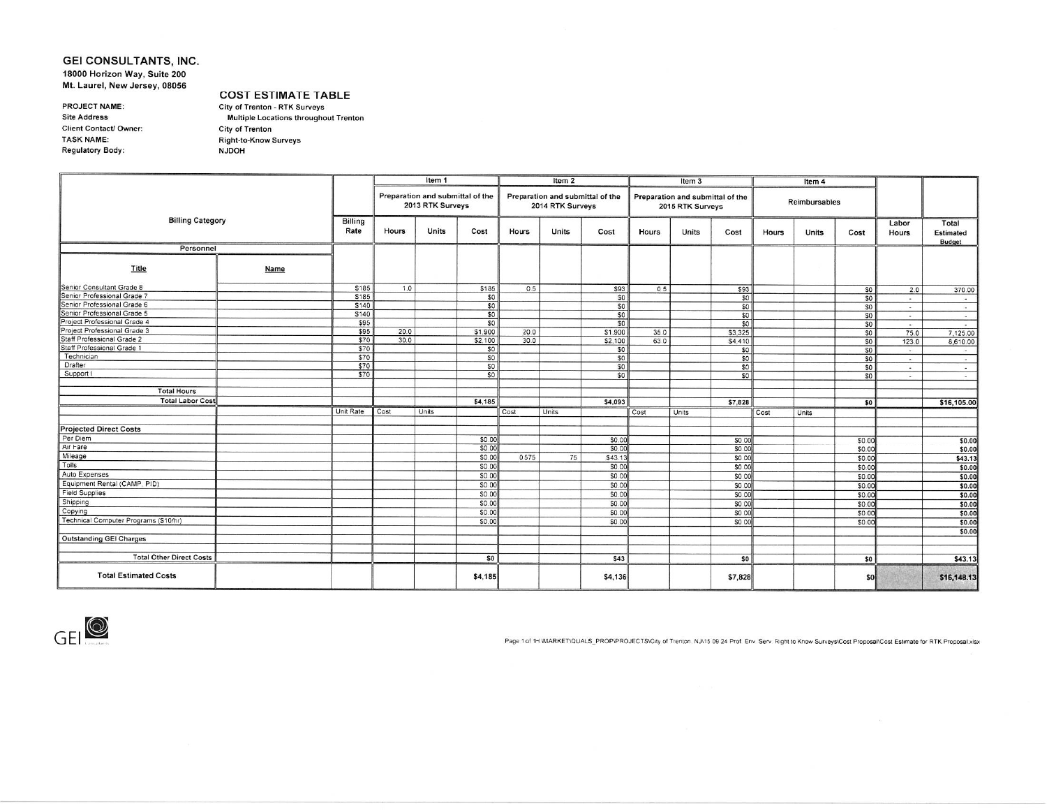**GEI CONSULTANTS, INC.**
**18000 Horizon Way, Suite 200**
**Mt. Laurel, New Jersey, 08056**

## COST ESTIMATE TABLE

| | |
|---|---|
| PROJECT NAME: | City of Trenton - RTK Surveys |
| Site Address | Multiple Locations throughout Trenton |
| Client Contact/ Owner: | City of Trenton |
| TASK NAME: | Right-to-Know Surveys |
| Regulatory Body: | NJDOH |

| Billing Category | | | Item 1 | | | Item 2 | | | Item 3 | | | Item 4 | | | | |
|---|---|---|---|---|---|---|---|---|---|---|---|---|---|---|---|---|
| | | | Preparation and submittal of the 2013 RTK Surveys | | | Preparation and submittal of the 2014 RTK Surveys | | | Preparation and submittal of the 2015 RTK Surveys | | | Reimbursables | | | | |
| | | Billing Rate | Hours | Units | Cost | Hours | Units | Cost | Hours | Units | Cost | Hours | Units | Cost | Labor Hours | Total Estimated Budget |
| Personnel | | | | | | | | | | | | | | | | |
| Title | Name | | | | | | | | | | | | | | | |
| Senior Consultant Grade 8 | | $185 | 1.0 | | $185 | 0.5 | | $93 | 0.5 | | $93 | | | $0 | 2.0 | 370.00 |
| Senior Professional Grade 7 | | $185 | | | $0 | | | $0 | | | $0 | | | $0 | - | - |
| Senior Professional Grade 6 | | $140 | | | $0 | | | $0 | | | $0 | | | $0 | - | - |
| Senior Professional Grade 5 | | $140 | | | $0 | | | $0 | | | $0 | | | $0 | - | - |
| Project Professional Grade 4 | | $95 | | | $0 | | | $0 | | | $0 | | | $0 | - | - |
| Project Professional Grade 3 | | $95 | 20.0 | | $1,900 | 20.0 | | $1,900 | 35.0 | | $3,325 | | | $0 | 75.0 | 7,125.00 |
| Staff Professional Grade 2 | | $70 | 30.0 | | $2,100 | 30.0 | | $2,100 | 63.0 | | $4,410 | | | $0 | 123.0 | 8,610.00 |
| Staff Professional Grade 1 | | $70 | | | $0 | | | $0 | | | $0 | | | $0 | - | - |
| Technician | | $70 | | | $0 | | | $0 | | | $0 | | | $0 | - | - |
| Drafter | | $70 | | | $0 | | | $0 | | | $0 | | | $0 | - | - |
| Support I | | $70 | | | $0 | | | $0 | | | $0 | | | $0 | - | - |
| Total Hours | | | | | | | | | | | | | | | | |
| Total Labor Cost | | | | | $4,185 | | | $4,093 | | | $7,828 | | | $0 | | $16,105.00 |
| | | Unit Rate | Cost | Units | | Cost | Units | | Cost | Units | | Cost | Units | | | |
| Projected Direct Costs | | | | | | | | | | | | | | | | |
| Per Diem | | | | | $0.00 | | | $0.00 | | | $0.00 | | | $0.00 | | $0.00 |
| Air Fare | | | | | $0.00 | | | $0.00 | | | $0.00 | | | $0.00 | | $0.00 |
| Mileage | | | | | $0.00 | 0.575 | 75 | $43.13 | | | $0.00 | | | $0.00 | | $43.13 |
| Tolls | | | | | $0.00 | | | $0.00 | | | $0.00 | | | $0.00 | | $0.00 |
| Auto Expenses | | | | | $0.00 | | | $0.00 | | | $0.00 | | | $0.00 | | $0.00 |
| Equipment Rental (CAMP, PID) | | | | | $0.00 | | | $0.00 | | | $0.00 | | | $0.00 | | $0.00 |
| Field Supplies | | | | | $0.00 | | | $0.00 | | | $0.00 | | | $0.00 | | $0.00 |
| Shipping | | | | | $0.00 | | | $0.00 | | | $0.00 | | | $0.00 | | $0.00 |
| Copying | | | | | $0.00 | | | $0.00 | | | $0.00 | | | $0.00 | | $0.00 |
| Technical Computer Programs ($10/hr) | | | | | $0.00 | | | $0.00 | | | $0.00 | | | $0.00 | | $0.00 |
| | | | | | | | | | | | | | | | | $0.00 |
| Outstanding GEI Charges | | | | | | | | | | | | | | | | |
| Total Other Direct Costs | | | | | $0 | | | $43 | | | $0 | | | $0 | | $43.13 |
| **Total Estimated Costs** | | | | | **$4,185** | | | **$4,136** | | | **$7,828** | | | **$0** | | **$16,148.13** |

GEI Consultants

Page 1 of 1H:\MARKET\QUALS_PROP\PROJECTS\City of Trenton NJ\15 09 24 Prof Env Serv Right to Know Surveys\Cost Proposal\Cost Estimate for RTK Proposal.xlsx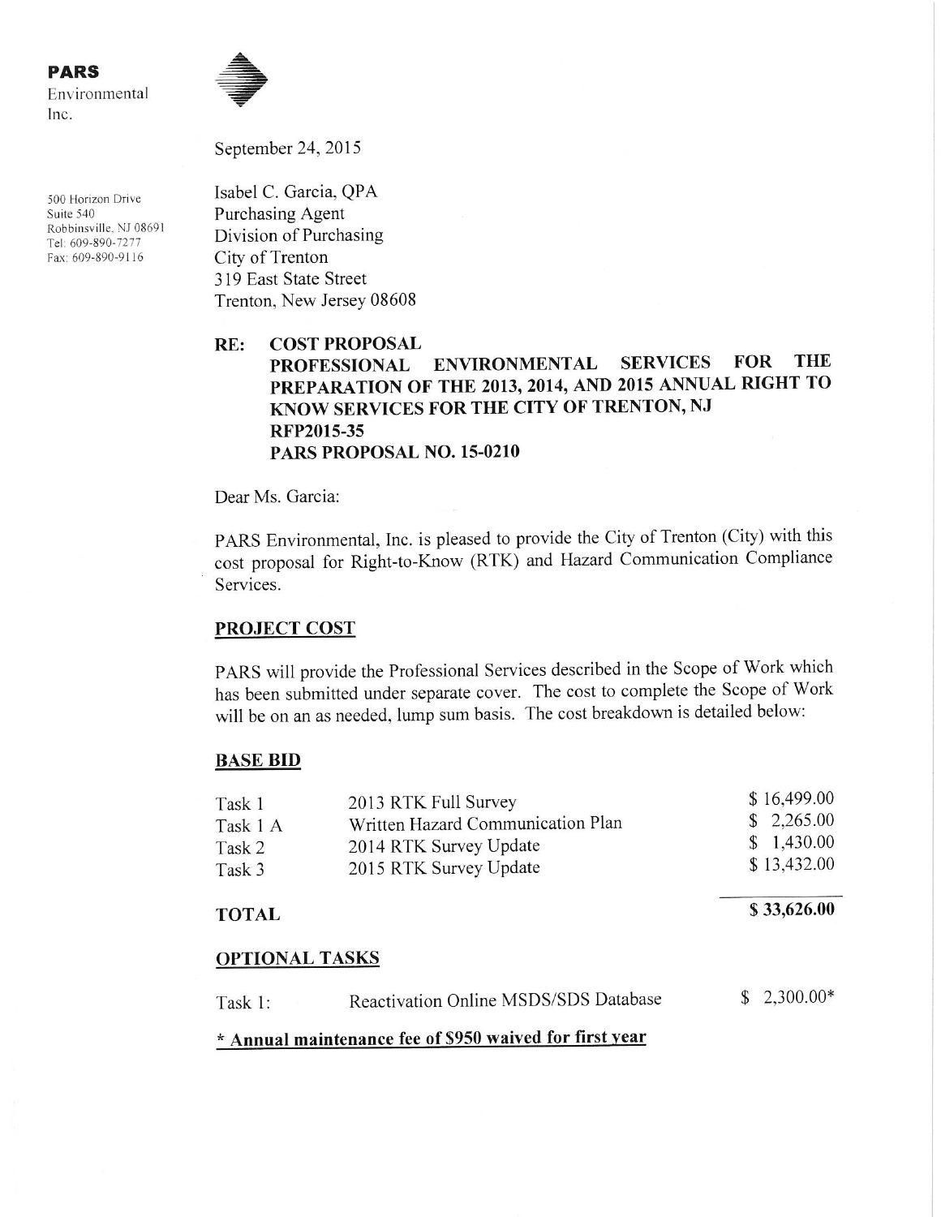**PARS**
Environmental
Inc.

500 Horizon Drive
Suite 540
Robbinsville, NJ 08691
Tel: 609-890-7277
Fax: 609-890-9116

September 24, 2015

Isabel C. Garcia, QPA
Purchasing Agent
Division of Purchasing
City of Trenton
319 East State Street
Trenton, New Jersey 08608

**RE: COST PROPOSAL**
**PROFESSIONAL ENVIRONMENTAL SERVICES FOR THE PREPARATION OF THE 2013, 2014, AND 2015 ANNUAL RIGHT TO KNOW SERVICES FOR THE CITY OF TRENTON, NJ**
**RFP2015-35**
**PARS PROPOSAL NO. 15-0210**

Dear Ms. Garcia:

PARS Environmental, Inc. is pleased to provide the City of Trenton (City) with this cost proposal for Right-to-Know (RTK) and Hazard Communication Compliance Services.

## PROJECT COST

PARS will provide the Professional Services described in the Scope of Work which has been submitted under separate cover. The cost to complete the Scope of Work will be on an as needed, lump sum basis. The cost breakdown is detailed below:

### BASE BID

| | | |
|---|---|---|
| Task 1 | 2013 RTK Full Survey | $ 16,499.00 |
| Task 1 A | Written Hazard Communication Plan | $ 2,265.00 |
| Task 2 | 2014 RTK Survey Update | $ 1,430.00 |
| Task 3 | 2015 RTK Survey Update | $ 13,432.00 |
| **TOTAL** | | **$ 33,626.00** |

### OPTIONAL TASKS

| | | |
|---|---|---|
| Task 1: | Reactivation Online MSDS/SDS Database | $ 2,300.00* |

**\* Annual maintenance fee of $950 waived for first year**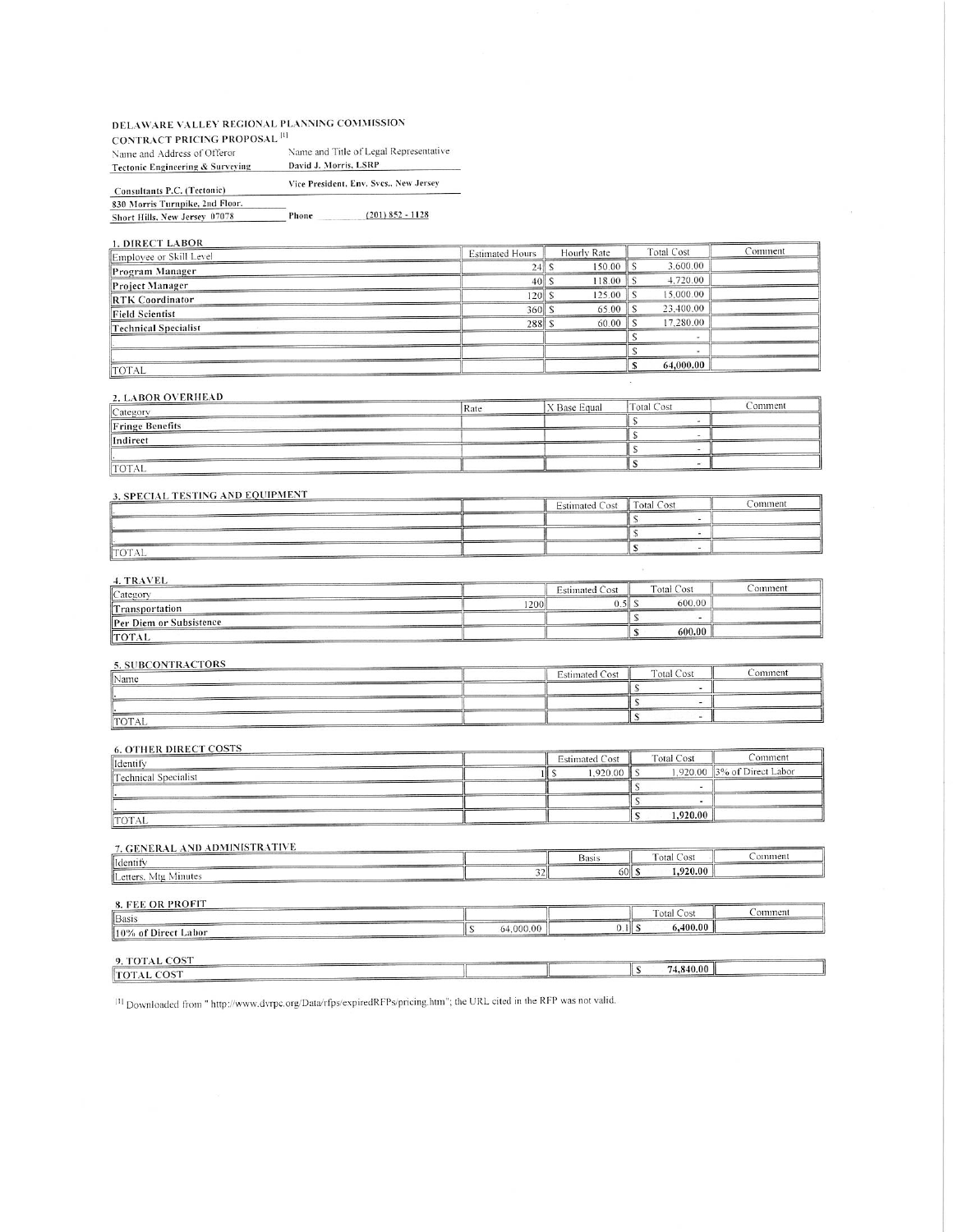# DELAWARE VALLEY REGIONAL PLANNING COMMISSION

**CONTRACT PRICING PROPOSAL** [1]

| Name and Address of Offeror | Name and Title of Legal Representative |
|---|---|
| **Tectonic Engineering & Surveying** | **David J. Morris, LSRP** |
| **Consultants P.C. (Tectonic)** | **Vice President, Env. Svcs., New Jersey** |
| **830 Morris Turnpike, 2nd Floor.** | |
| **Short Hills, New Jersey 07078** | **Phone** (201) 852 - 1128 |

## 1. DIRECT LABOR

| Employee or Skill Level | Estimated Hours | Hourly Rate | Total Cost | Comment |
|---|---|---|---|---|
| **Program Manager** | 24 | $ 150.00 | $ 3,600.00 | |
| **Project Manager** | 40 | $ 118.00 | $ 4,720.00 | |
| **RTK Coordinator** | 120 | $ 125.00 | $ 15,000.00 | |
| **Field Scientist** | 360 | $ 65.00 | $ 23,400.00 | |
| **Technical Specialist** | 288 | $ 60.00 | $ 17,280.00 | |
| | | | $ - | |
| | | | $ - | |
| TOTAL | | | **$ 64,000.00** | |

## 2. LABOR OVERHEAD

| Category | Rate | X Base Equal | Total Cost | Comment |
|---|---|---|---|---|
| **Fringe Benefits** | | | $ - | |
| **Indirect** | | | $ - | |
| | | | $ - | |
| TOTAL | | | **$ -** | |

## 3. SPECIAL TESTING AND EQUIPMENT

| | | Estimated Cost | Total Cost | Comment |
|---|---|---|---|---|
| | | | $ - | |
| | | | $ - | |
| TOTAL | | | **$ -** | |

## 4. TRAVEL

| Category | | Estimated Cost | Total Cost | Comment |
|---|---|---|---|---|
| **Transportation** | 1200 | 0.5 | $ 600.00 | |
| **Per Diem or Subsistence** | | | $ - | |
| **TOTAL** | | | **$ 600.00** | |

## 5. SUBCONTRACTORS

| Name | | Estimated Cost | Total Cost | Comment |
|---|---|---|---|---|
| . | | | $ - | |
| . | | | $ - | |
| TOTAL | | | **$ -** | |

## 6. OTHER DIRECT COSTS

| Identify | | Estimated Cost | Total Cost | Comment |
|---|---|---|---|---|
| Technical Specialist | 1 | $ 1,920.00 | $ 1,920.00 | 3% of Direct Labor |
| . | | | $ - | |
| . | | | $ - | |
| TOTAL | | | **$ 1,920.00** | |

## 7. GENERAL AND ADMINISTRATIVE

| Identify | | Basis | Total Cost | Comment |
|---|---|---|---|---|
| Letters, Mtg Minutes | 32 | 60 | **$ 1,920.00** | |

## 8. FEE OR PROFIT

| Basis | | | Total Cost | Comment |
|---|---|---|---|---|
| 10% of Direct Labor | $ 64,000.00 | 0.1 | **$ 6,400.00** | |

## 9. TOTAL COST

| | | | | |
|---|---|---|---|---|
| TOTAL COST | | | **$ 74,840.00** | |

[1] Downloaded from " http://www.dvrpc.org/Data/rfps/expiredRFPs/pricing.htm"; the URL cited in the RFP was not valid.